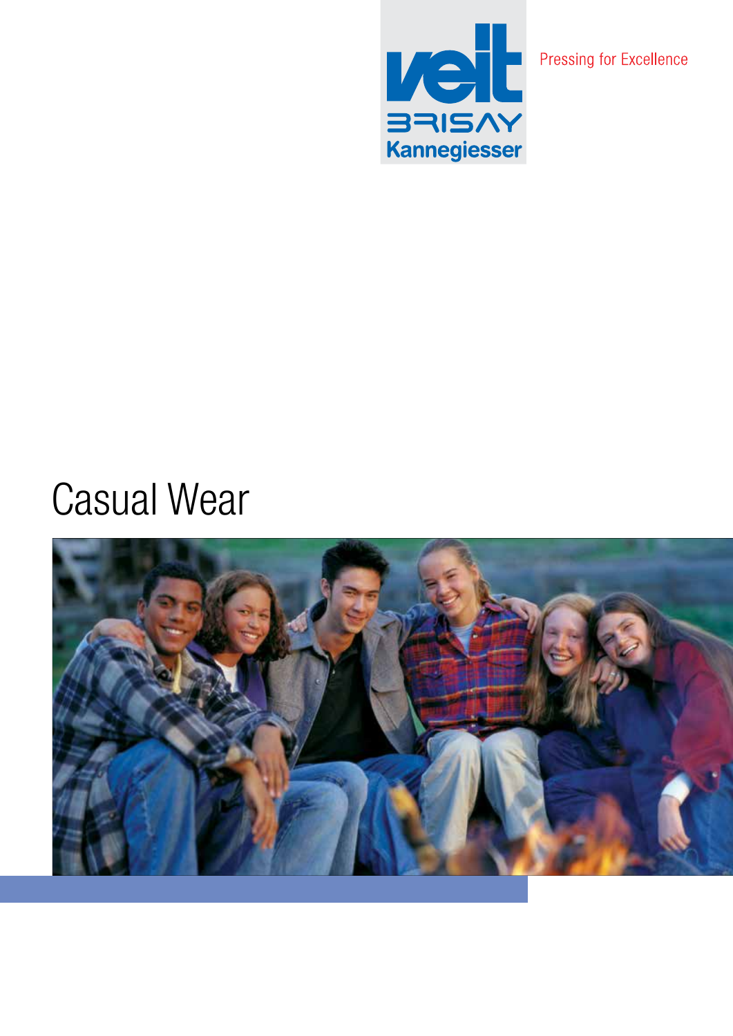veit
BRISAY
Kannegiesser

Pressing for Excellence

# Casual Wear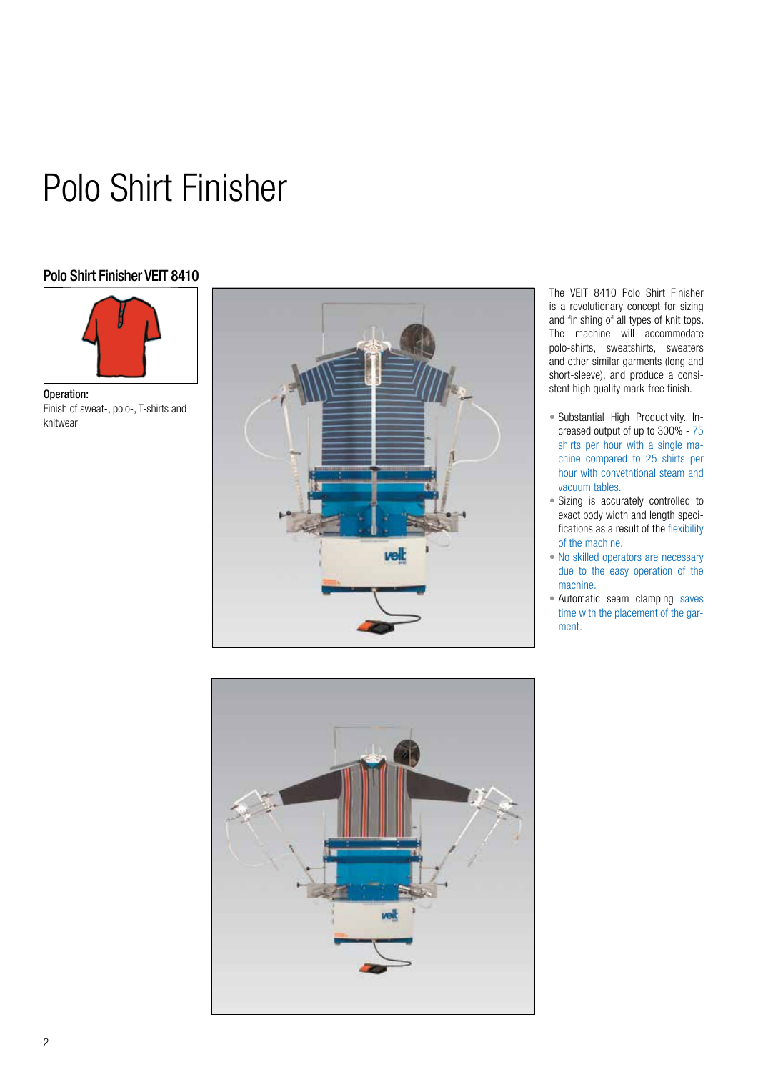# Polo Shirt Finisher

## Polo Shirt Finisher VEIT 8410

**Operation:**
Finish of sweat-, polo-, T-shirts and knitwear

The VEIT 8410 Polo Shirt Finisher is a revolutionary concept for sizing and finishing of all types of knit tops. The machine will accommodate polo-shirts, sweatshirts, sweaters and other similar garments (long and short-sleeve), and produce a consistent high quality mark-free finish.

- Substantial High Productivity. Increased output of up to 300% - 75 shirts per hour with a single machine compared to 25 shirts per hour with convetntional steam and vacuum tables.
- Sizing is accurately controlled to exact body width and length specifications as a result of the flexibility of the machine.
- No skilled operators are necessary due to the easy operation of the machine.
- Automatic seam clamping saves time with the placement of the garment.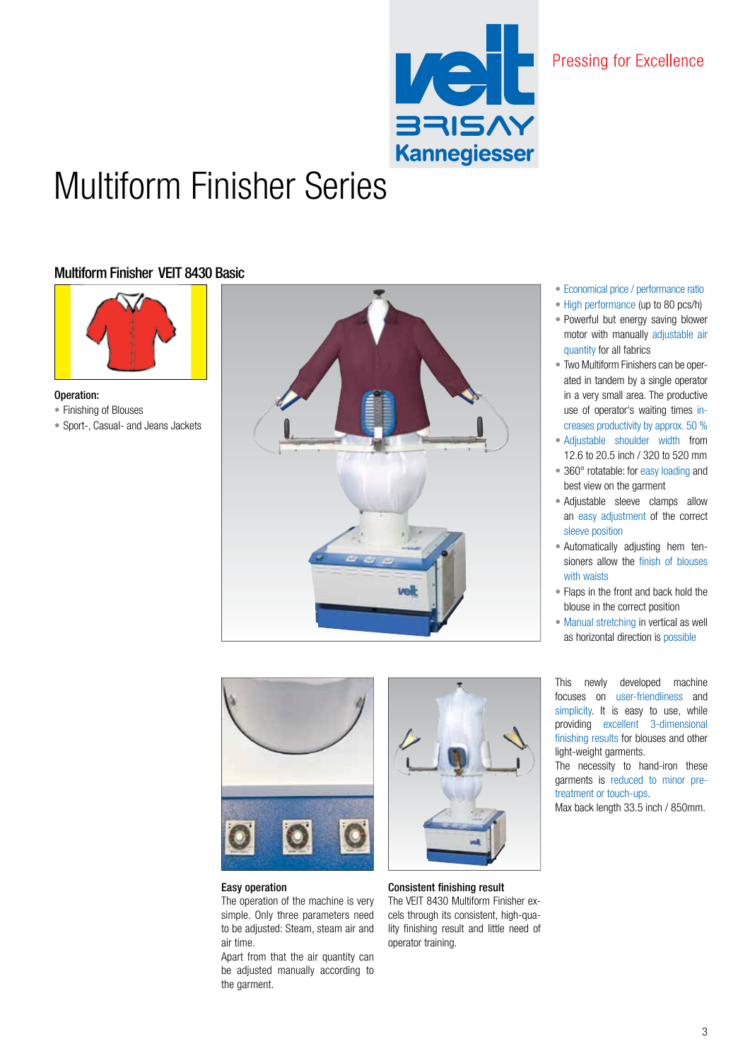Pressing for Excellence

# Multiform Finisher Series

## Multiform Finisher VEIT 8430 Basic

**Operation:**

- Finishing of Blouses
- Sport-, Casual- and Jeans Jackets

- Economical price / performance ratio
- High performance (up to 80 pcs/h)
- Powerful but energy saving blower motor with manually adjustable air quantity for all fabrics
- Two Multiform Finishers can be operated in tandem by a single operator in a very small area. The productive use of operator's waiting times increases productivity by approx. 50 %
- Adjustable shoulder width from 12.6 to 20.5 inch / 320 to 520 mm
- 360° rotatable: for easy loading and best view on the garment
- Adjustable sleeve clamps allow an easy adjustment of the correct sleeve position
- Automatically adjusting hem tensioners allow the finish of blouses with waists
- Flaps in the front and back hold the blouse in the correct position
- Manual stretching in vertical as well as horizontal direction is possible

**Easy operation**

The operation of the machine is very simple. Only three parameters need to be adjusted: Steam, steam air and air time.

Apart from that the air quantity can be adjusted manually according to the garment.

**Consistent finishing result**

The VEIT 8430 Multiform Finisher excels through its consistent, high-quality finishing result and little need of operator training.

This newly developed machine focuses on user-friendliness and simplicity. It is easy to use, while providing excellent 3-dimensional finishing results for blouses and other light-weight garments.

The necessity to hand-iron these garments is reduced to minor pre-treatment or touch-ups.

Max back length 33.5 inch / 850mm.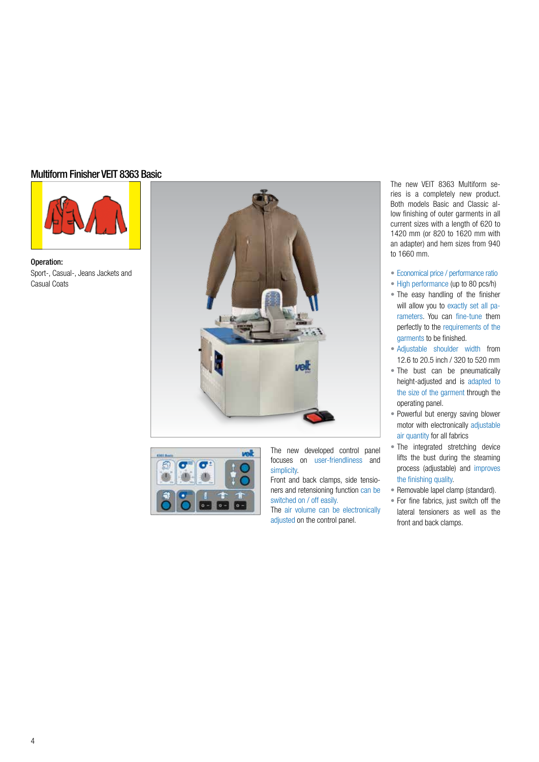## Multiform Finisher VEIT 8363 Basic

**Operation:**

Sport-, Casual-, Jeans Jackets and Casual Coats

The new developed control panel focuses on user-friendliness and simplicity.

Front and back clamps, side tensioners and retensioning function can be switched on / off easily.

The air volume can be electronically adjusted on the control panel.

The new VEIT 8363 Multiform series is a completely new product. Both models Basic and Classic allow finishing of outer garments in all current sizes with a length of 620 to 1420 mm (or 820 to 1620 mm with an adapter) and hem sizes from 940 to 1660 mm.

- Economical price / performance ratio
- High performance (up to 80 pcs/h)
- The easy handling of the finisher will allow you to exactly set all parameters. You can fine-tune them perfectly to the requirements of the garments to be finished.
- Adjustable shoulder width from 12.6 to 20.5 inch / 320 to 520 mm
- The bust can be pneumatically height-adjusted and is adapted to the size of the garment through the operating panel.
- Powerful but energy saving blower motor with electronically adjustable air quantity for all fabrics
- The integrated stretching device lifts the bust during the steaming process (adjustable) and improves the finishing quality.
- Removable lapel clamp (standard).
- For fine fabrics, just switch off the lateral tensioners as well as the front and back clamps.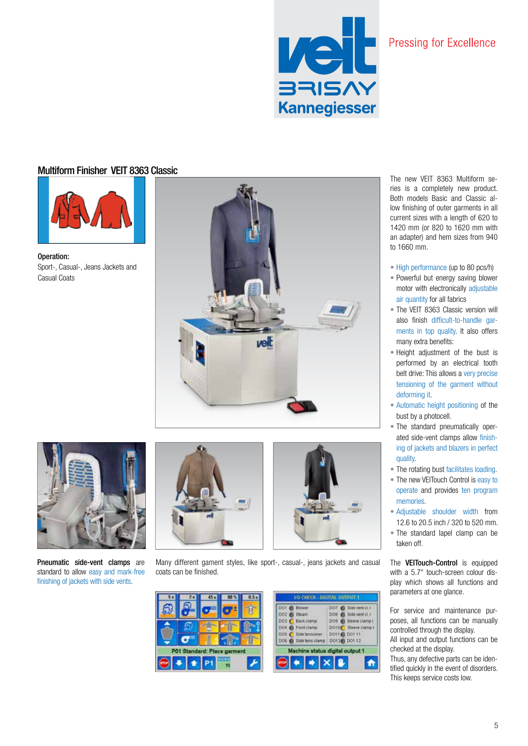Pressing for Excellence

## Multiform Finisher VEIT 8363 Classic

**Operation:**
Sport-, Casual-, Jeans Jackets and Casual Coats

The new VEIT 8363 Multiform series is a completely new product. Both models Basic and Classic allow finishing of outer garments in all current sizes with a length of 620 to 1420 mm (or 820 to 1620 mm with an adapter) and hem sizes from 940 to 1660 mm.

- High performance (up to 80 pcs/h)
- Powerful but energy saving blower motor with electronically adjustable air quantity for all fabrics
- The VEIT 8363 Classic version will also finish difficult-to-handle garments in top quality. It also offers many extra benefits:
- Height adjustment of the bust is performed by an electrical tooth belt drive: This allows a very precise tensioning of the garment without deforming it.
- Automatic height positioning of the bust by a photocell.
- The standard pneumatically operated side-vent clamps allow finishing of jackets and blazers in perfect quality.
- The rotating bust facilitates loading.
- The new VEITouch Control is easy to operate and provides ten program memories.
- Adjustable shoulder width from 12.6 to 20.5 inch / 320 to 520 mm.
- The standard lapel clamp can be taken off.

**Pneumatic side-vent clamps** are standard to allow easy and mark-free finishing of jackets with side vents.

Many different gament styles, like sport-, casual-, jeans jackets and casual coats can be finished.

The **VEITouch-Control** is equipped with a 5.7" touch-screen colour display which shows all functions and parameters at one glance.

For service and maintenance purposes, all functions can be manually controlled through the display.
All input and output functions can be checked at the display.
Thus, any defective parts can be identified quickly in the event of disorders.
This keeps service costs low.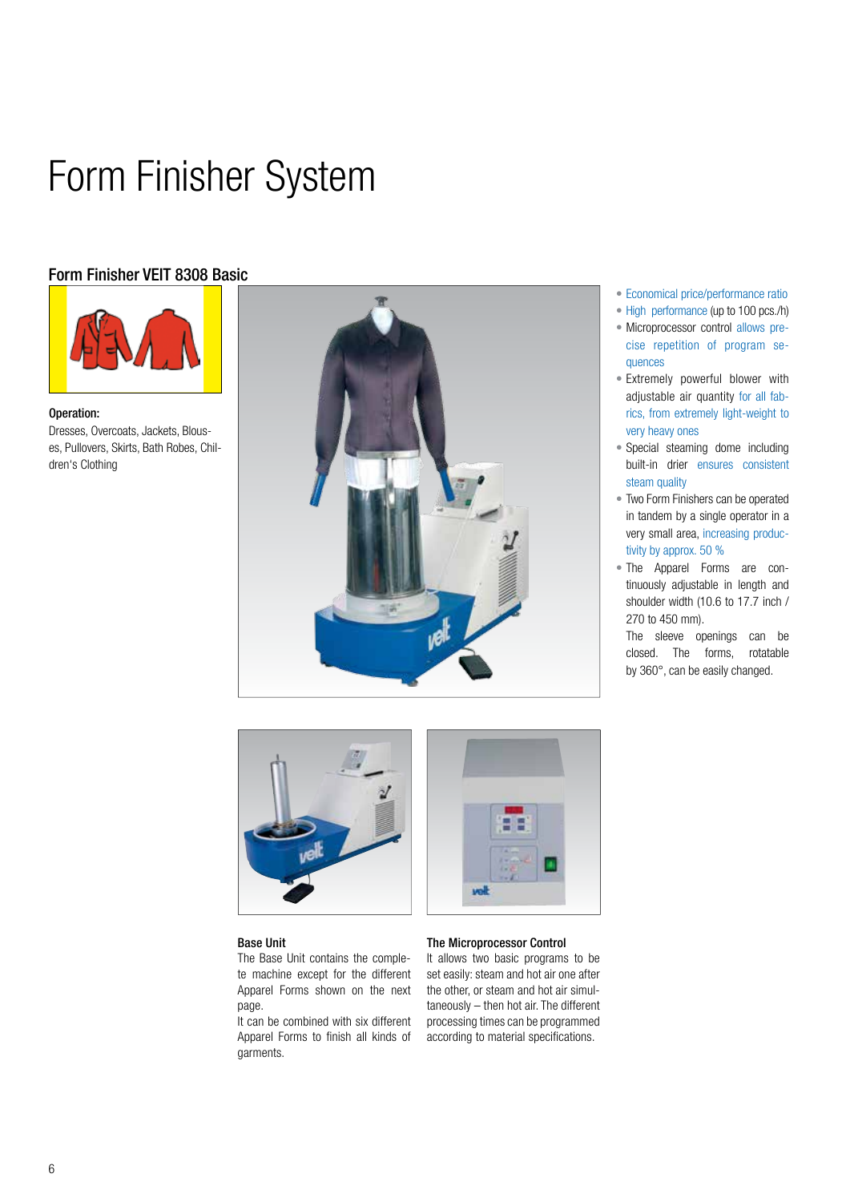# Form Finisher System

## Form Finisher VEIT 8308 Basic

**Operation:**

Dresses, Overcoats, Jackets, Blouses, Pullovers, Skirts, Bath Robes, Children's Clothing

- Economical price/performance ratio
- High performance (up to 100 pcs./h)
- Microprocessor control allows precise repetition of program sequences
- Extremely powerful blower with adjustable air quantity for all fabrics, from extremely light-weight to very heavy ones
- Special steaming dome including built-in drier ensures consistent steam quality
- Two Form Finishers can be operated in tandem by a single operator in a very small area, increasing productivity by approx. 50 %
- The Apparel Forms are continuously adjustable in length and shoulder width (10.6 to 17.7 inch / 270 to 450 mm).
  The sleeve openings can be closed. The forms, rotatable by 360°, can be easily changed.

**Base Unit**

The Base Unit contains the complete machine except for the different Apparel Forms shown on the next page.

It can be combined with six different Apparel Forms to finish all kinds of garments.

**The Microprocessor Control**

It allows two basic programs to be set easily: steam and hot air one after the other, or steam and hot air simultaneously – then hot air. The different processing times can be programmed accoording to material specifications.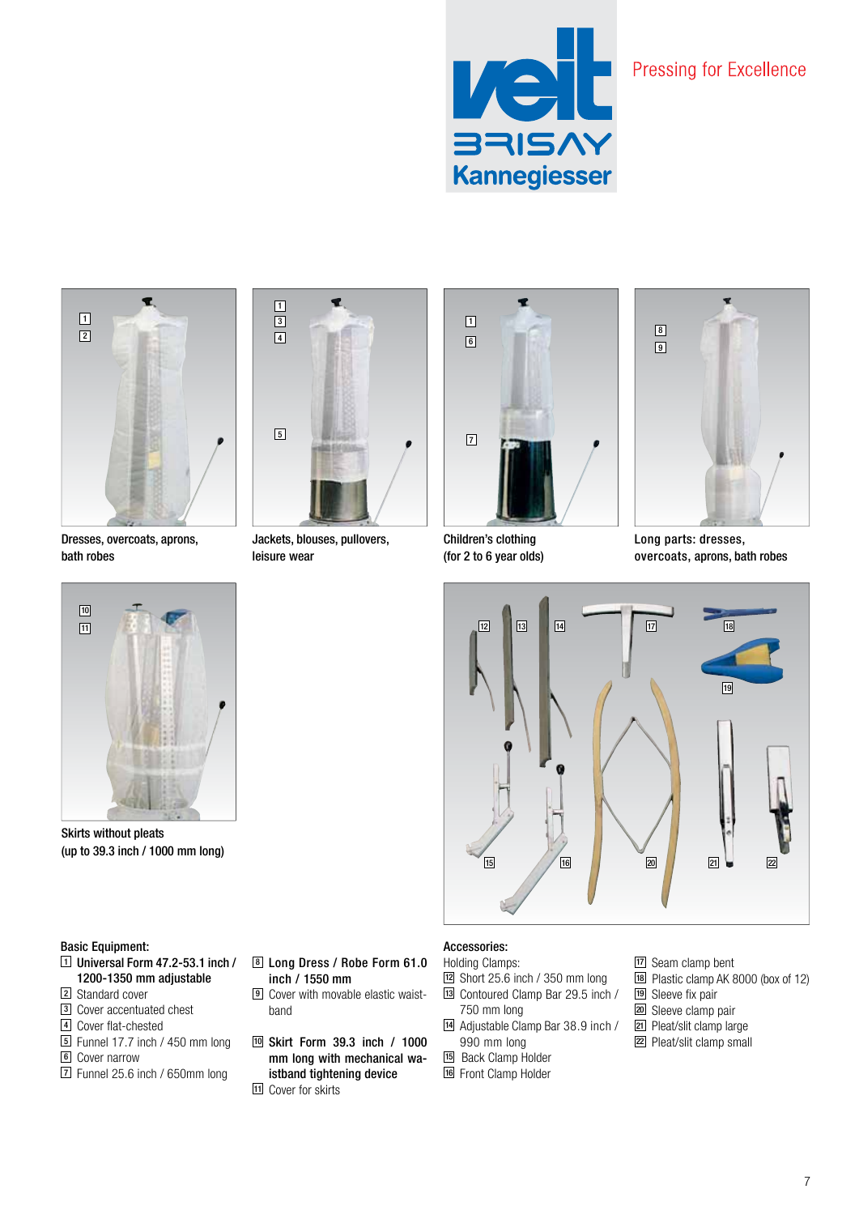Pressing for Excellence

Dresses, overcoats, aprons, bath robes

Jackets, blouses, pullovers, leisure wear

Children's clothing (for 2 to 6 year olds)

Long parts: dresses, overcoats, aprons, bath robes

Skirts without pleats (up to 39.3 inch / 1000 mm long)

**Basic Equipment:**

1 **Universal Form 47.2-53.1 inch / 1200-1350 mm adjustable**
2 Standard cover
3 Cover accentuated chest
4 Cover flat-chested
5 Funnel 17.7 inch / 450 mm long
6 Cover narrow
7 Funnel 25.6 inch / 650mm long

8 **Long Dress / Robe Form 61.0 inch / 1550 mm**
9 Cover with movable elastic waistband

10 **Skirt Form 39.3 inch / 1000 mm long with mechanical waistband tightening device**
11 Cover for skirts

**Accessories:**

Holding Clamps:
12 Short 25.6 inch / 350 mm long
13 Contoured Clamp Bar 29.5 inch / 750 mm long
14 Adjustable Clamp Bar 38.9 inch / 990 mm long
15 Back Clamp Holder
16 Front Clamp Holder

17 Seam clamp bent
18 Plastic clamp AK 8000 (box of 12)
19 Sleeve fix pair
20 Sleeve clamp pair
21 Pleat/slit clamp large
22 Pleat/slit clamp small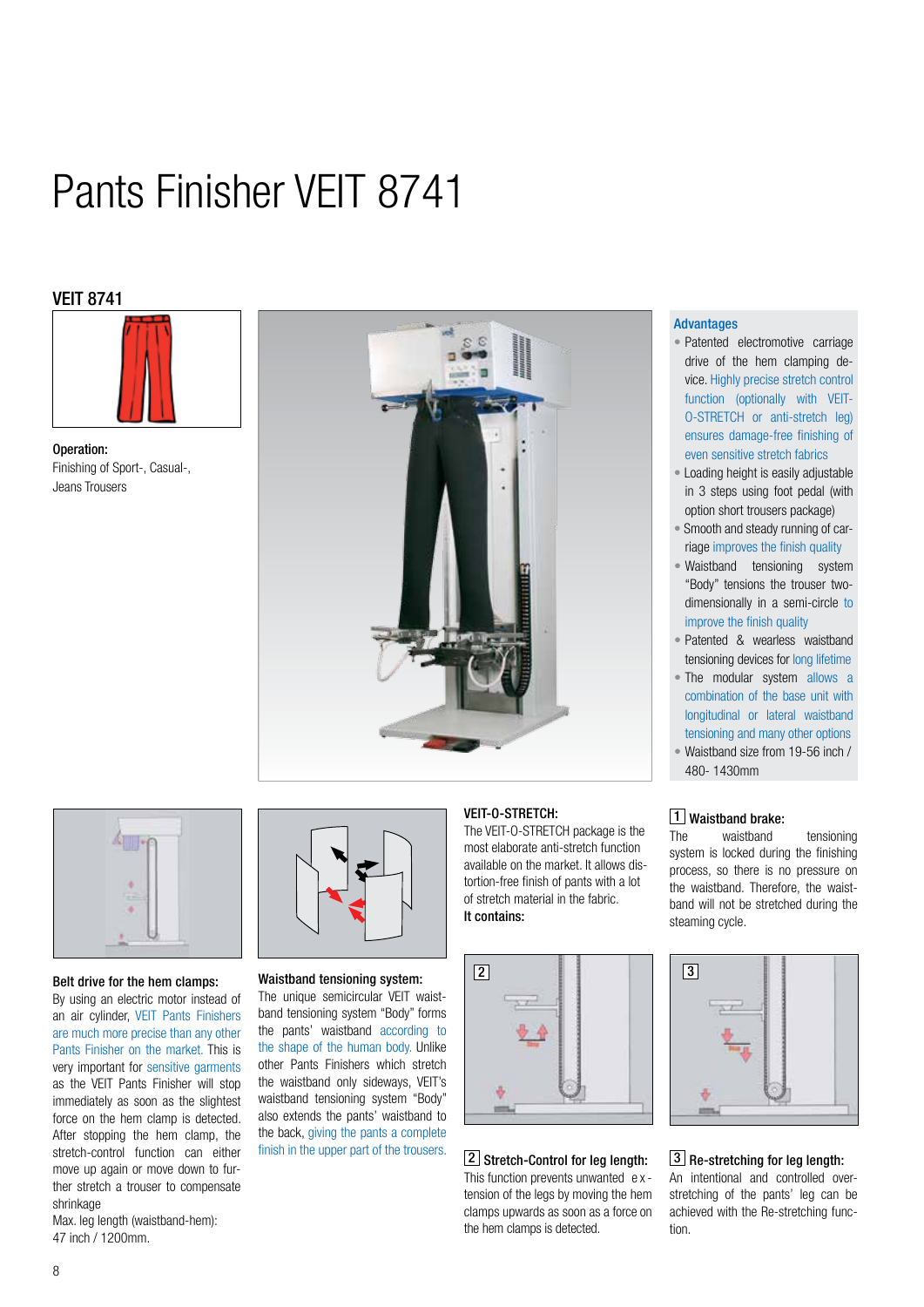# Pants Finisher VEIT 8741

## VEIT 8741

**Operation:**
Finishing of Sport-, Casual-, Jeans Trousers

### Advantages

- Patented electromotive carriage drive of the hem clamping device. Highly precise stretch control function (optionally with VEIT-O-STRETCH or anti-stretch leg) ensures damage-free finishing of even sensitive stretch fabrics
- Loading height is easily adjustable in 3 steps using foot pedal (with option short trousers package)
- Smooth and steady running of carriage improves the finish quality
- Waistband tensioning system "Body" tensions the trouser two-dimensionally in a semi-circle to improve the finish quality
- Patented & wearless waistband tensioning devices for long lifetime
- The modular system allows a combination of the base unit with longitudinal or lateral waistband tensioning and many other options
- Waistband size from 19-56 inch / 480- 1430mm

**Belt drive for the hem clamps:**
By using an electric motor instead of an air cylinder, VEIT Pants Finishers are much more precise than any other Pants Finisher on the market. This is very important for sensitive garments as the VEIT Pants Finisher will stop immediately as soon as the slightest force on the hem clamp is detected. After stopping the hem clamp, the stretch-control function can either move up again or move down to further stretch a trouser to compensate shrinkage
Max. leg length (waistband-hem): 47 inch / 1200mm.

**Waistband tensioning system:**
The unique semicircular VEIT waistband tensioning system "Body" forms the pants' waistband according to the shape of the human body. Unlike other Pants Finishers which stretch the waistband only sideways, VEIT's waistband tensioning system "Body" also extends the pants' waistband to the back, giving the pants a complete finish in the upper part of the trousers.

**VEIT-O-STRETCH:**
The VEIT-O-STRETCH package is the most elaborate anti-stretch function available on the market. It allows distortion-free finish of pants with a lot of stretch material in the fabric.
**It contains:**

**1 Waistband brake:**
The waistband tensioning system is locked during the finishing process, so there is no pressure on the waistband. Therefore, the waistband will not be stretched during the steaming cycle.

**2 Stretch-Control for leg length:**
This function prevents unwanted extension of the legs by moving the hem clamps upwards as soon as a force on the hem clamps is detected.

**3 Re-stretching for leg length:**
An intentional and controlled over-stretching of the pants' leg can be achieved with the Re-stretching function.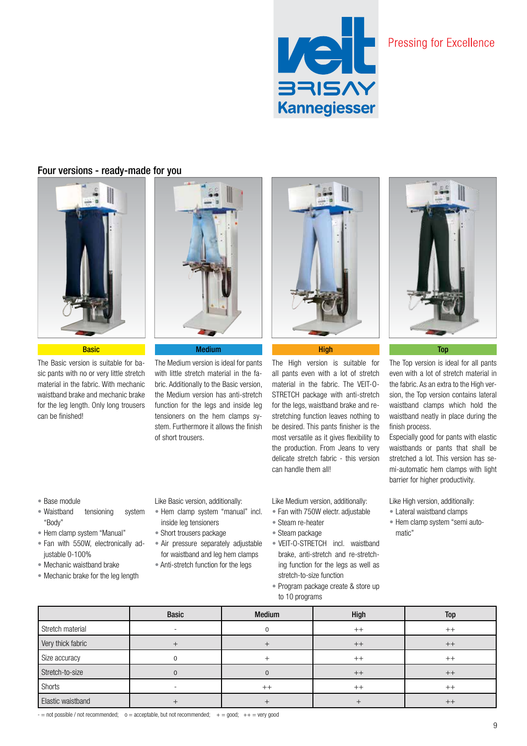Pressing for Excellence

## Four versions - ready-made for you

### Basic

The Basic version is suitable for basic pants with no or very little stretch material in the fabric. With mechanic waistband brake and mechanic brake for the leg length. Only long trousers can be finished!

- Base module
- Waistband tensioning system "Body"
- Hem clamp system "Manual"
- Fan with 550W, electronically adjustable 0-100%
- Mechanic waistband brake
- Mechanic brake for the leg length

### Medium

The Medium version is ideal for pants with little stretch material in the fabric. Additionally to the Basic version, the Medium version has anti-stretch function for the legs and inside leg tensioners on the hem clamps system. Furthermore it allows the finish of short trousers.

Like Basic version, additionally:

- Hem clamp system "manual" incl. inside leg tensioners
- Short trousers package
- Air pressure separately adjustable for waistband and leg hem clamps
- Anti-stretch function for the legs

### High

The High version is suitable for all pants even with a lot of stretch material in the fabric. The VEIT-O-STRETCH package with anti-stretch for the legs, waistband brake and re-stretching function leaves nothing to be desired. This pants finisher is the most versatile as it gives flexibility to the production. From Jeans to very delicate stretch fabric - this version can handle them all!

Like Medium version, additionally:

- Fan with 750W electr. adjustable
- Steam re-heater
- Steam package
- VEIT-O-STRETCH incl. waistband brake, anti-stretch and re-stretching function for the legs as well as stretch-to-size function
- Program package create & store up to 10 programs

### Top

The Top version is ideal for all pants even with a lot of stretch material in the fabric. As an extra to the High version, the Top version contains lateral waistband clamps which hold the waistband neatly in place during the finish process.

Especially good for pants with elastic waistbands or pants that shall be stretched a lot. This version has semi-automatic hem clamps with light barrier for higher productivity.

Like High version, additionally:

- Lateral waistband clamps
- Hem clamp system "semi automatic"

| | Basic | Medium | High | Top |
|---|---|---|---|---|
| Stretch material | - | 0 | ++ | ++ |
| Very thick fabric | + | + | ++ | ++ |
| Size accuracy | 0 | + | ++ | ++ |
| Stretch-to-size | 0 | 0 | ++ | ++ |
| Shorts | - | ++ | ++ | ++ |
| Elastic waistband | + | + | + | ++ |

- = not possible / not recommended; 0 = acceptable, but not recommended; + = good; ++ = very good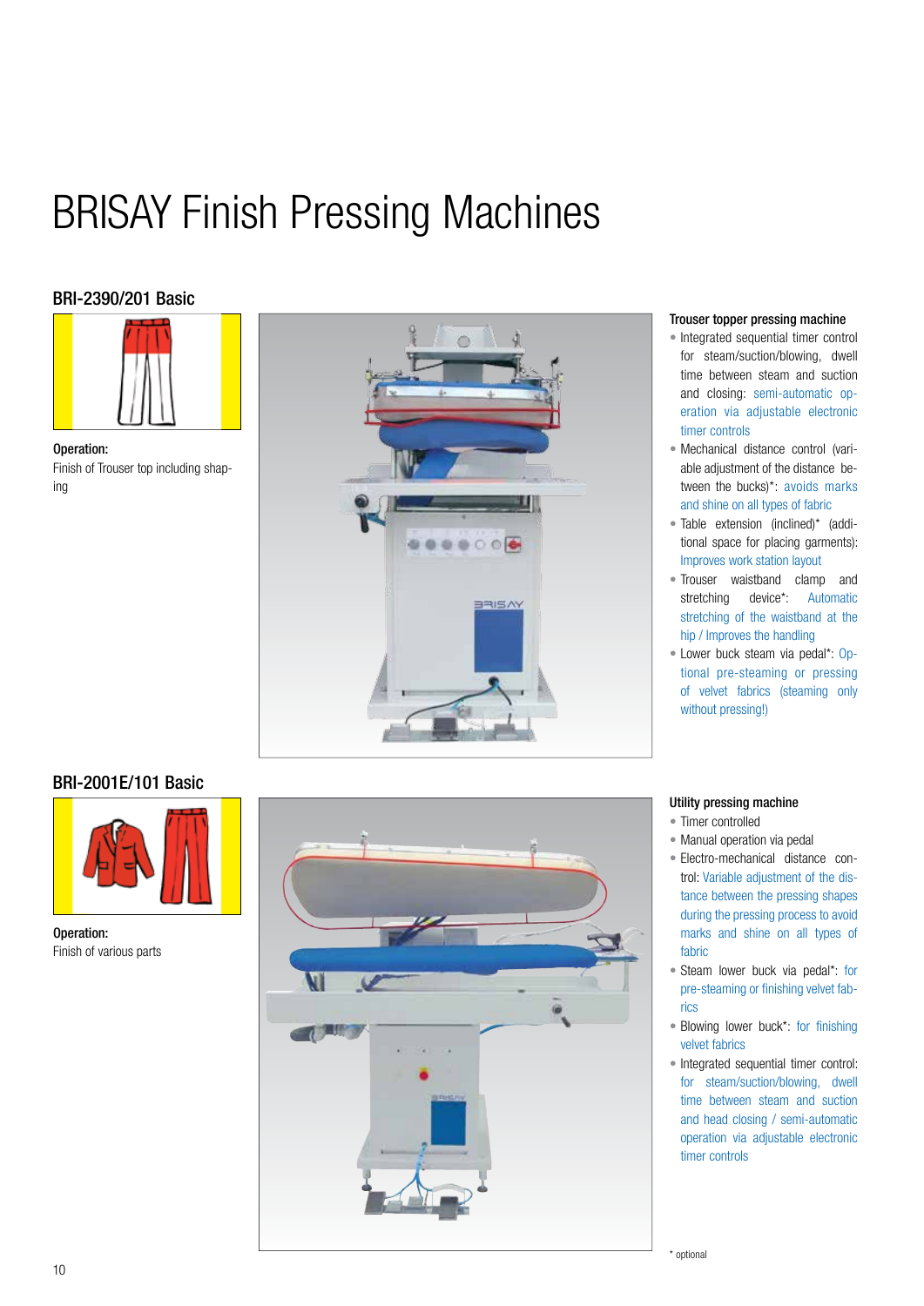# BRISAY Finish Pressing Machines

## BRI-2390/201 Basic

**Operation:**
Finish of Trouser top including shaping

### Trouser topper pressing machine

- Integrated sequential timer control for steam/suction/blowing, dwell time between steam and suction and closing: semi-automatic operation via adjustable electronic timer controls
- Mechanical distance control (variable adjustment of the distance between the bucks)*: avoids marks and shine on all types of fabric
- Table extension (inclined)* (additional space for placing garments): Improves work station layout
- Trouser waistband clamp and stretching device*: Automatic stretching of the waistband at the hip / Improves the handling
- Lower buck steam via pedal*: Optional pre-steaming or pressing of velvet fabrics (steaming only without pressing!)

## BRI-2001E/101 Basic

**Operation:**
Finish of various parts

### Utility pressing machine

- Timer controlled
- Manual operation via pedal
- Electro-mechanical distance control: Variable adjustment of the distance between the pressing shapes during the pressing process to avoid marks and shine on all types of fabric
- Steam lower buck via pedal*: for pre-steaming or finishing velvet fabrics
- Blowing lower buck*: for finishing velvet fabrics
- Integrated sequential timer control: for steam/suction/blowing, dwell time between steam and suction and head closing / semi-automatic operation via adjustable electronic timer controls

* optional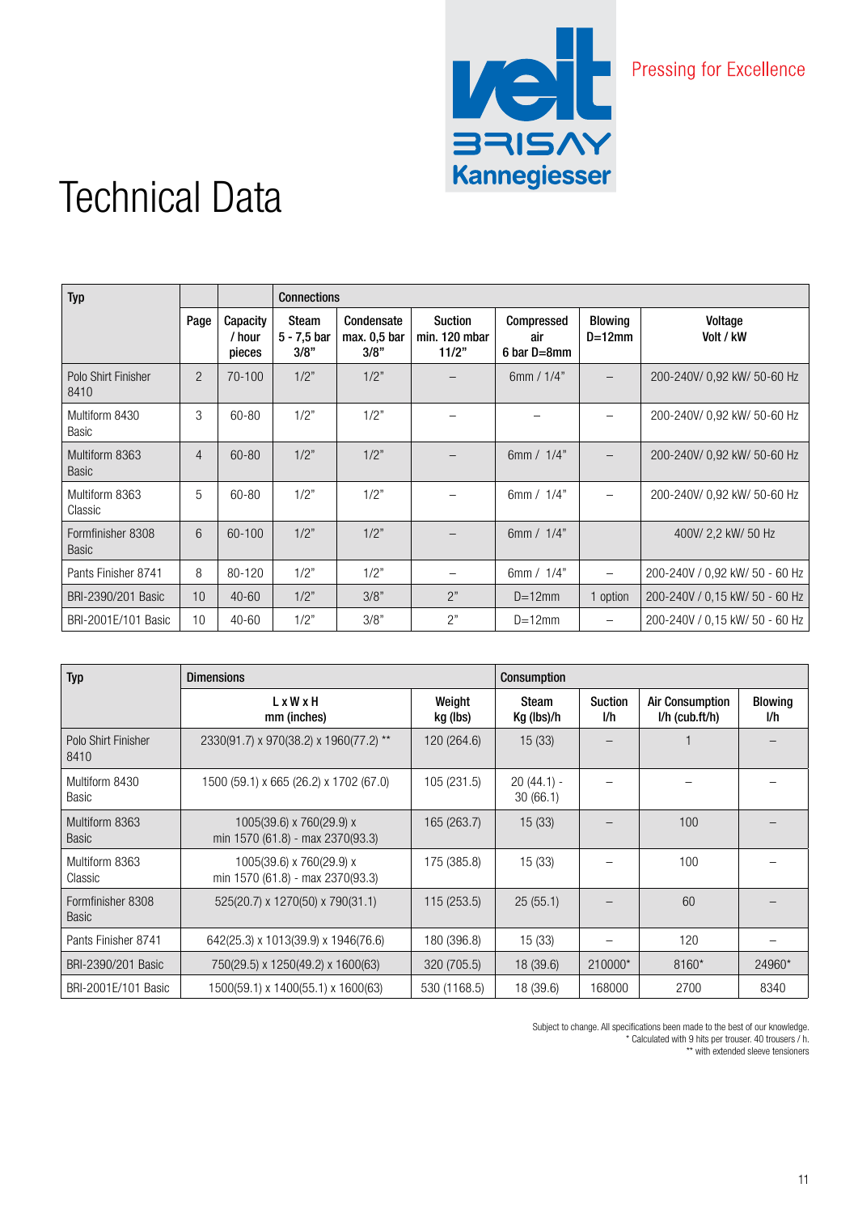Pressing for Excellence

# Technical Data

| Typ | | | Connections | | | | | |
|---|---|---|---|---|---|---|---|---|
| | Page | Capacity / hour pieces | Steam 5 - 7,5 bar 3/8" | Condensate max. 0,5 bar 3/8" | Suction min. 120 mbar 11/2" | Compressed air 6 bar D=8mm | Blowing D=12mm | Voltage Volt / kW |
| Polo Shirt Finisher 8410 | 2 | 70-100 | 1/2" | 1/2" | – | 6mm / 1/4" | – | 200-240V/ 0,92 kW/ 50-60 Hz |
| Multiform 8430 Basic | 3 | 60-80 | 1/2" | 1/2" | – | – | – | 200-240V/ 0,92 kW/ 50-60 Hz |
| Multiform 8363 Basic | 4 | 60-80 | 1/2" | 1/2" | – | 6mm / 1/4" | – | 200-240V/ 0,92 kW/ 50-60 Hz |
| Multiform 8363 Classic | 5 | 60-80 | 1/2" | 1/2" | – | 6mm / 1/4" | – | 200-240V/ 0,92 kW/ 50-60 Hz |
| Formfinisher 8308 Basic | 6 | 60-100 | 1/2" | 1/2" | – | 6mm / 1/4" | | 400V/ 2,2 kW/ 50 Hz |
| Pants Finisher 8741 | 8 | 80-120 | 1/2" | 1/2" | – | 6mm / 1/4" | – | 200-240V / 0,92 kW/ 50 - 60 Hz |
| BRI-2390/201 Basic | 10 | 40-60 | 1/2" | 3/8" | 2" | D=12mm | 1 option | 200-240V / 0,15 kW/ 50 - 60 Hz |
| BRI-2001E/101 Basic | 10 | 40-60 | 1/2" | 3/8" | 2" | D=12mm | – | 200-240V / 0,15 kW/ 50 - 60 Hz |

| Typ | Dimensions | | Consumption | | | |
|---|---|---|---|---|---|---|
| | L x W x H mm (inches) | Weight kg (lbs) | Steam Kg (lbs)/h | Suction l/h | Air Consumption l/h (cub.ft/h) | Blowing l/h |
| Polo Shirt Finisher 8410 | 2330(91.7) x 970(38.2) x 1960(77.2) ** | 120 (264.6) | 15 (33) | – | 1 | – |
| Multiform 8430 Basic | 1500 (59.1) x 665 (26.2) x 1702 (67.0) | 105 (231.5) | 20 (44.1) - 30 (66.1) | – | – | – |
| Multiform 8363 Basic | 1005(39.6) x 760(29.9) x min 1570 (61.8) - max 2370(93.3) | 165 (263.7) | 15 (33) | – | 100 | – |
| Multiform 8363 Classic | 1005(39.6) x 760(29.9) x min 1570 (61.8) - max 2370(93.3) | 175 (385.8) | 15 (33) | – | 100 | – |
| Formfinisher 8308 Basic | 525(20.7) x 1270(50) x 790(31.1) | 115 (253.5) | 25 (55.1) | – | 60 | – |
| Pants Finisher 8741 | 642(25.3) x 1013(39.9) x 1946(76.6) | 180 (396.8) | 15 (33) | – | 120 | – |
| BRI-2390/201 Basic | 750(29.5) x 1250(49.2) x 1600(63) | 320 (705.5) | 18 (39.6) | 210000* | 8160* | 24960* |
| BRI-2001E/101 Basic | 1500(59.1) x 1400(55.1) x 1600(63) | 530 (1168.5) | 18 (39.6) | 168000 | 2700 | 8340 |

Subject to change. All specifications been made to the best of our knowledge.
* Calculated with 9 hits per trouser. 40 trousers / h.
** with extended sleeve tensioners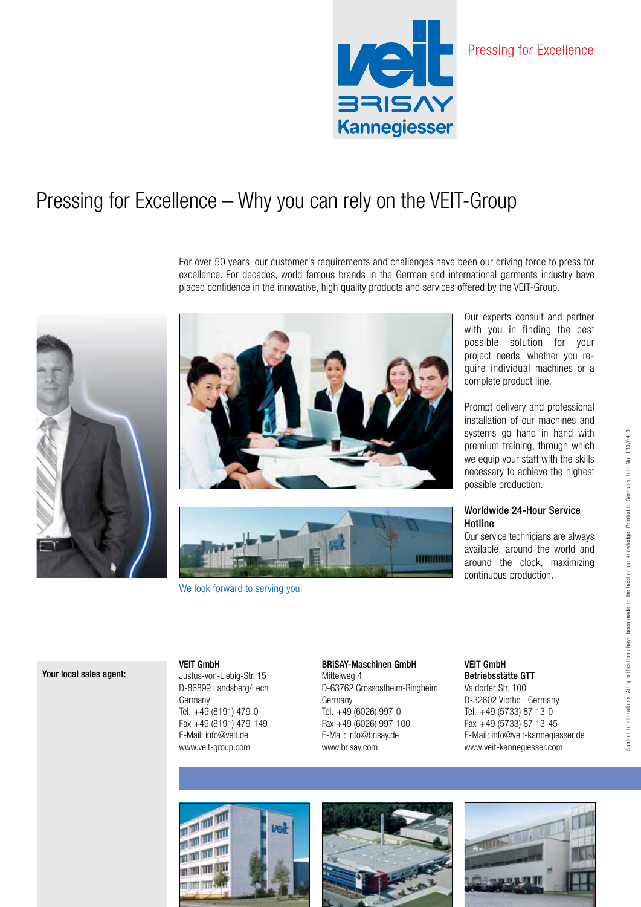veit
BRISAY
Kannegiesser

Pressing for Excellence

# Pressing for Excellence – Why you can rely on the VEIT-Group

For over 50 years, our customer's requirements and challenges have been our driving force to press for excellence. For decades, world famous brands in the German and international garments industry have placed confidence in the innovative, high quality products and services offered by the VEIT-Group.

Our experts consult and partner with you in finding the best possible solution for your project needs, whether you require individual machines or a complete product line.

Prompt delivery and professional installation of our machines and systems go hand in hand with premium training, through which we equip your staff with the skills necessary to achieve the highest possible production.

**Worldwide 24-Hour Service Hotline**

Our service technicians are always available, around the world and around the clock, maximizing continuous production.

We look forward to serving you!

**Your local sales agent:**

**VEIT GmbH**
Justus-von-Liebig-Str. 15
D-86899 Landsberg/Lech
Germany
Tel. +49 (8191) 479-0
Fax +49 (8191) 479-149
E-Mail: info@veit.de
www.veit-group.com

**BRISAY-Maschinen GmbH**
Mittelweg 4
D-63762 Grossostheim-Ringheim
Germany
Tel. +49 (6026) 997-0
Fax +49 (6026) 997-100
E-Mail: info@brisay.de
www.brisay.com

**VEIT GmbH**
**Betriebsstätte GTT**
Valdorfer Str. 100
D-32602 Vlotho · Germany
Tel. +49 (5733) 87 13-0
Fax +49 (5733) 87 13-45
E-Mail: info@veit-kannegiesser.de
www.veit-kannegiesser.com

Subject to alterations. All specifications have been made to the best of our knowledge. Printed in Germany. Info No. 130/0413